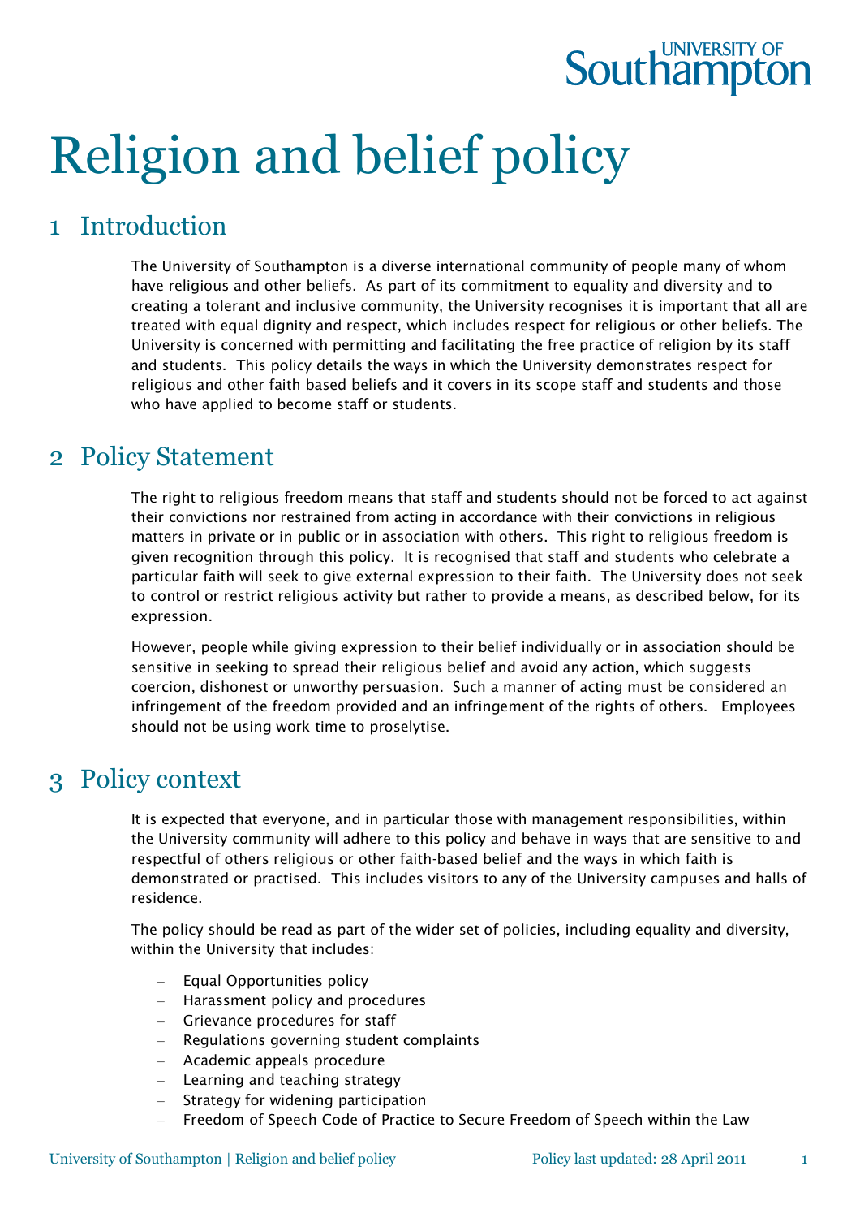# Religion and belief policy

## 1 Introduction

The University of Southampton is a diverse international community of people many of whom have religious and other beliefs. As part of its commitment to equality and diversity and to creating a tolerant and inclusive community, the University recognises it is important that all are treated with equal dignity and respect, which includes respect for religious or other beliefs. The University is concerned with permitting and facilitating the free practice of religion by its staff and students. This policy details the ways in which the University demonstrates respect for religious and other faith based beliefs and it covers in its scope staff and students and those who have applied to become staff or students.

## 2 Policy Statement

The right to religious freedom means that staff and students should not be forced to act against their convictions nor restrained from acting in accordance with their convictions in religious matters in private or in public or in association with others. This right to religious freedom is given recognition through this policy. It is recognised that staff and students who celebrate a particular faith will seek to give external expression to their faith. The University does not seek to control or restrict religious activity but rather to provide a means, as described below, for its expression.

However, people while giving expression to their belief individually or in association should be sensitive in seeking to spread their religious belief and avoid any action, which suggests coercion, dishonest or unworthy persuasion. Such a manner of acting must be considered an infringement of the freedom provided and an infringement of the rights of others. Employees should not be using work time to proselytise.

## 3 Policy context

It is expected that everyone, and in particular those with management responsibilities, within the University community will adhere to this policy and behave in ways that are sensitive to and respectful of others religious or other faith-based belief and the ways in which faith is demonstrated or practised. This includes visitors to any of the University campuses and halls of residence.

The policy should be read as part of the wider set of policies, including equality and diversity, within the University that includes:

- Equal Opportunities policy
- Harassment policy and procedures
- Grievance procedures for staff
- Regulations governing student complaints
- Academic appeals procedure
- Learning and teaching strategy
- Strategy for widening participation
- Freedom of Speech Code of Practice to Secure Freedom of Speech within the Law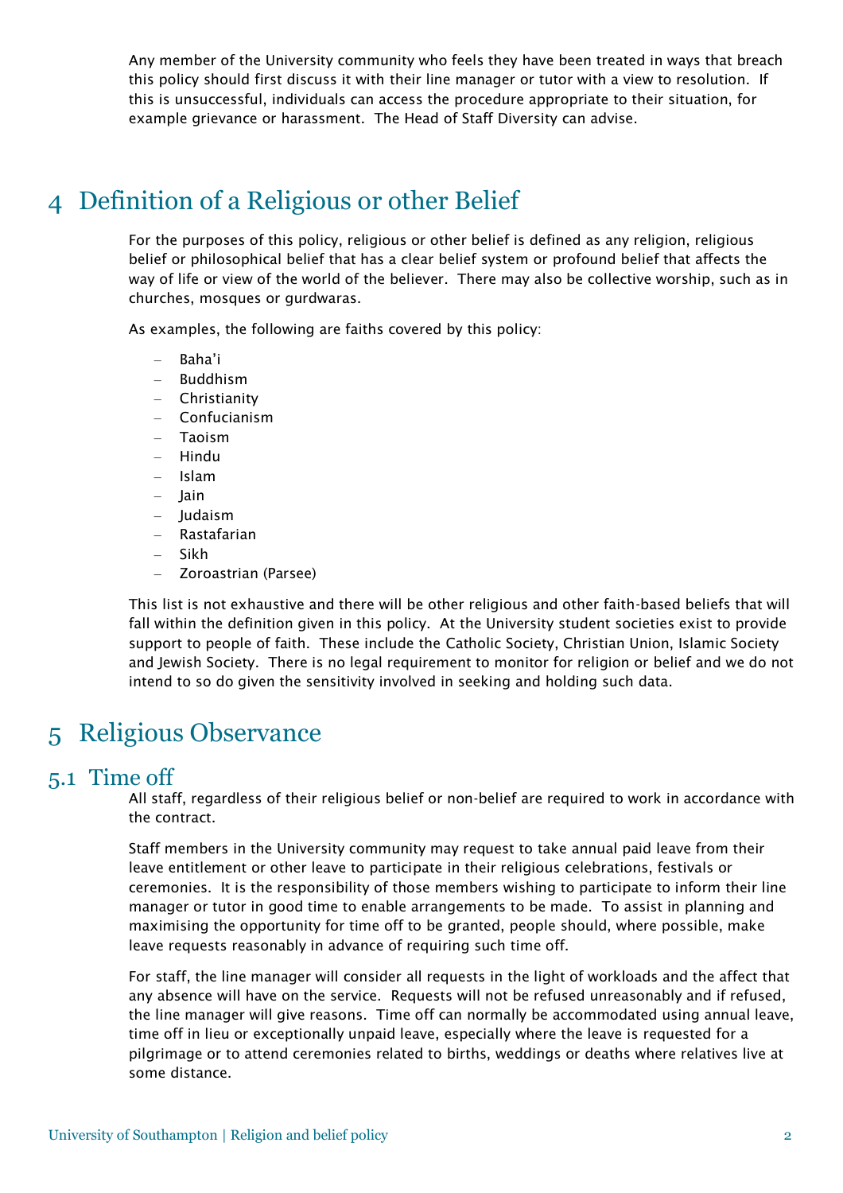Any member of the University community who feels they have been treated in ways that breach this policy should first discuss it with their line manager or tutor with a view to resolution. If this is unsuccessful, individuals can access the procedure appropriate to their situation, for example grievance or harassment. The Head of Staff Diversity can advise.

# 4 Definition of a Religious or other Belief

For the purposes of this policy, religious or other belief is defined as any religion, religious belief or philosophical belief that has a clear belief system or profound belief that affects the way of life or view of the world of the believer. There may also be collective worship, such as in churches, mosques or gurdwaras.

As examples, the following are faiths covered by this policy:

- Baha'i
- Buddhism
- Christianity
- Confucianism
- Taoism
- Hindu
- Islam
- Jain
- Judaism
- Rastafarian
- Sikh
- Zoroastrian (Parsee)

This list is not exhaustive and there will be other religious and other faith-based beliefs that will fall within the definition given in this policy. At the University student societies exist to provide support to people of faith. These include the Catholic Society, Christian Union, Islamic Society and Jewish Society. There is no legal requirement to monitor for religion or belief and we do not intend to so do given the sensitivity involved in seeking and holding such data.

# 5 Religious Observance

## 5.1 Time off

All staff, regardless of their religious belief or non-belief are required to work in accordance with the contract.

Staff members in the University community may request to take annual paid leave from their leave entitlement or other leave to participate in their religious celebrations, festivals or ceremonies. It is the responsibility of those members wishing to participate to inform their line manager or tutor in good time to enable arrangements to be made. To assist in planning and maximising the opportunity for time off to be granted, people should, where possible, make leave requests reasonably in advance of requiring such time off.

For staff, the line manager will consider all requests in the light of workloads and the affect that any absence will have on the service. Requests will not be refused unreasonably and if refused, the line manager will give reasons. Time off can normally be accommodated using annual leave, time off in lieu or exceptionally unpaid leave, especially where the leave is requested for a pilgrimage or to attend ceremonies related to births, weddings or deaths where relatives live at some distance.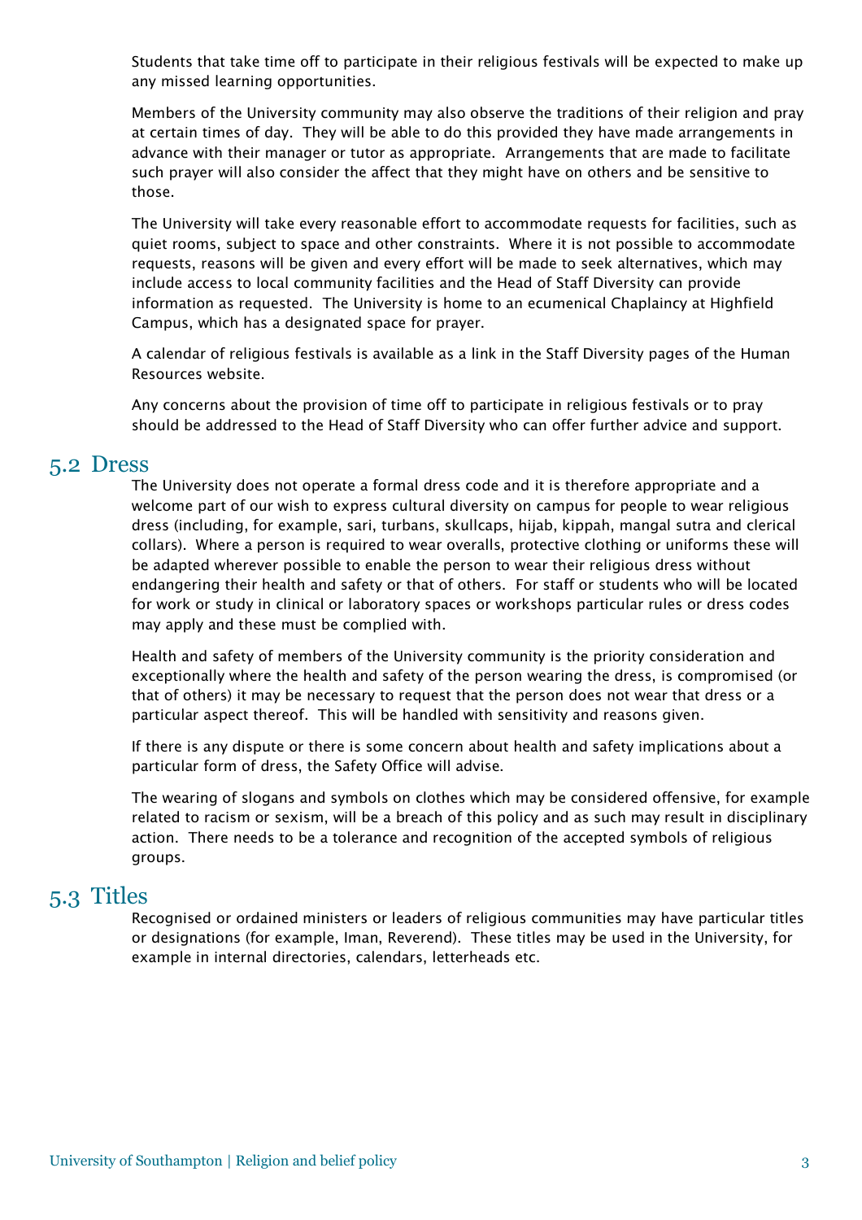Students that take time off to participate in their religious festivals will be expected to make up any missed learning opportunities.

Members of the University community may also observe the traditions of their religion and pray at certain times of day. They will be able to do this provided they have made arrangements in advance with their manager or tutor as appropriate. Arrangements that are made to facilitate such prayer will also consider the affect that they might have on others and be sensitive to those.

The University will take every reasonable effort to accommodate requests for facilities, such as quiet rooms, subject to space and other constraints. Where it is not possible to accommodate requests, reasons will be given and every effort will be made to seek alternatives, which may include access to local community facilities and the Head of Staff Diversity can provide information as requested. The University is home to an ecumenical Chaplaincy at Highfield Campus, which has a designated space for prayer.

A calendar of religious festivals is available as a link in the Staff Diversity pages of the Human Resources website.

Any concerns about the provision of time off to participate in religious festivals or to pray should be addressed to the Head of Staff Diversity who can offer further advice and support.

## 5.2 Dress

The University does not operate a formal dress code and it is therefore appropriate and a welcome part of our wish to express cultural diversity on campus for people to wear religious dress (including, for example, sari, turbans, skullcaps, hijab, kippah, mangal sutra and clerical collars). Where a person is required to wear overalls, protective clothing or uniforms these will be adapted wherever possible to enable the person to wear their religious dress without endangering their health and safety or that of others. For staff or students who will be located for work or study in clinical or laboratory spaces or workshops particular rules or dress codes may apply and these must be complied with.

Health and safety of members of the University community is the priority consideration and exceptionally where the health and safety of the person wearing the dress, is compromised (or that of others) it may be necessary to request that the person does not wear that dress or a particular aspect thereof. This will be handled with sensitivity and reasons given.

If there is any dispute or there is some concern about health and safety implications about a particular form of dress, the Safety Office will advise.

The wearing of slogans and symbols on clothes which may be considered offensive, for example related to racism or sexism, will be a breach of this policy and as such may result in disciplinary action. There needs to be a tolerance and recognition of the accepted symbols of religious groups.

## 5.3 Titles

Recognised or ordained ministers or leaders of religious communities may have particular titles or designations (for example, Iman, Reverend). These titles may be used in the University, for example in internal directories, calendars, letterheads etc.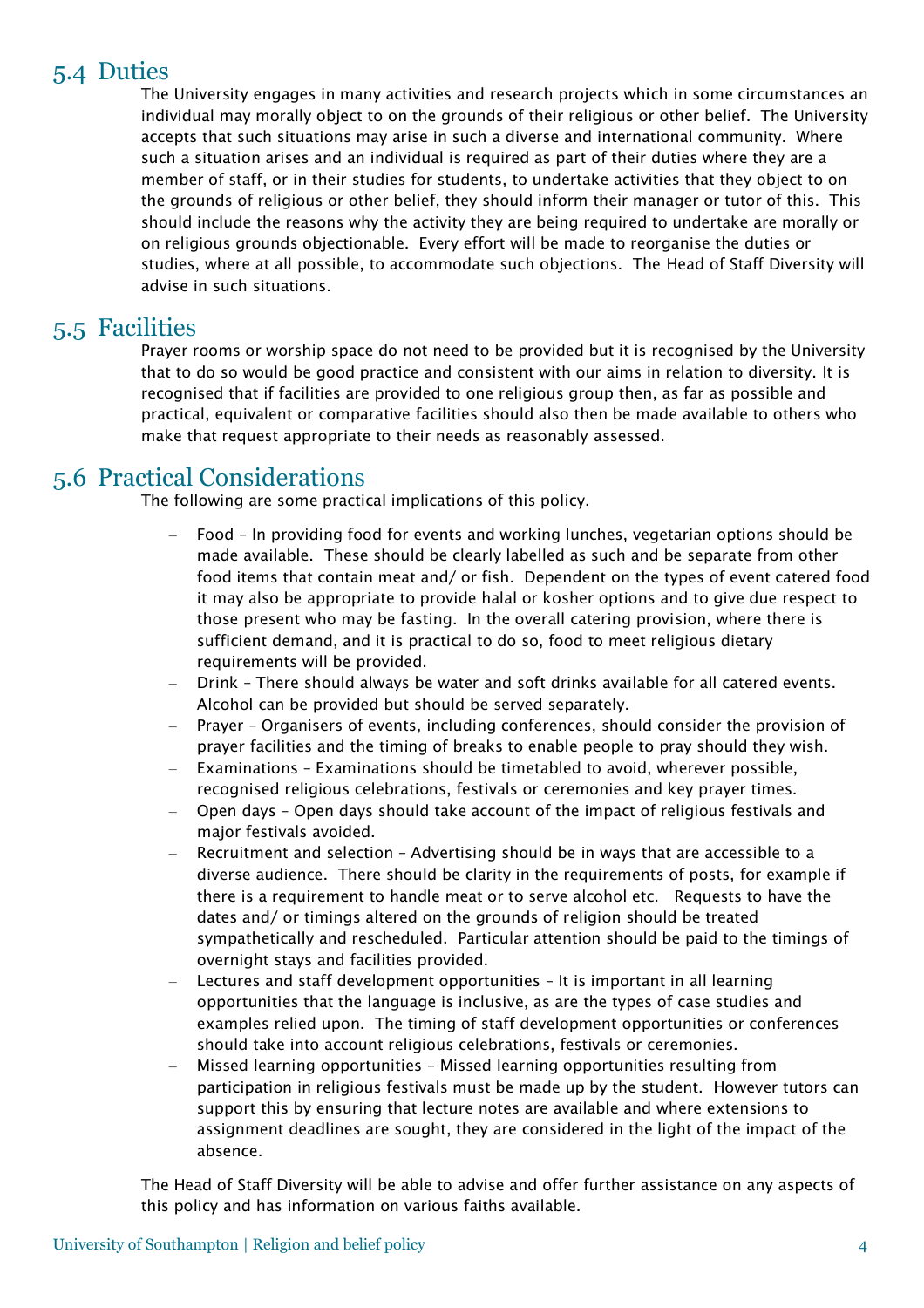## 5.4 Duties

The University engages in many activities and research projects which in some circumstances an individual may morally object to on the grounds of their religious or other belief. The University accepts that such situations may arise in such a diverse and international community. Where such a situation arises and an individual is required as part of their duties where they are a member of staff, or in their studies for students, to undertake activities that they object to on the grounds of religious or other belief, they should inform their manager or tutor of this. This should include the reasons why the activity they are being required to undertake are morally or on religious grounds objectionable. Every effort will be made to reorganise the duties or studies, where at all possible, to accommodate such objections. The Head of Staff Diversity will advise in such situations.

## 5.5 Facilities

Prayer rooms or worship space do not need to be provided but it is recognised by the University that to do so would be good practice and consistent with our aims in relation to diversity. It is recognised that if facilities are provided to one religious group then, as far as possible and practical, equivalent or comparative facilities should also then be made available to others who make that request appropriate to their needs as reasonably assessed.

## 5.6 Practical Considerations

The following are some practical implications of this policy.

- Food – In providing food for events and working lunches, vegetarian options should be made available. These should be clearly labelled as such and be separate from other food items that contain meat and/ or fish. Dependent on the types of event catered food it may also be appropriate to provide halal or kosher options and to give due respect to those present who may be fasting. In the overall catering provision, where there is sufficient demand, and it is practical to do so, food to meet religious dietary requirements will be provided.
- Drink – There should always be water and soft drinks available for all catered events. Alcohol can be provided but should be served separately.
- Prayer – Organisers of events, including conferences, should consider the provision of prayer facilities and the timing of breaks to enable people to pray should they wish.
- Examinations – Examinations should be timetabled to avoid, wherever possible, recognised religious celebrations, festivals or ceremonies and key prayer times.
- Open days – Open days should take account of the impact of religious festivals and major festivals avoided.
- Recruitment and selection – Advertising should be in ways that are accessible to a diverse audience. There should be clarity in the requirements of posts, for example if there is a requirement to handle meat or to serve alcohol etc. Requests to have the dates and/ or timings altered on the grounds of religion should be treated sympathetically and rescheduled. Particular attention should be paid to the timings of overnight stays and facilities provided.
- Lectures and staff development opportunities – It is important in all learning opportunities that the language is inclusive, as are the types of case studies and examples relied upon. The timing of staff development opportunities or conferences should take into account religious celebrations, festivals or ceremonies.
- Missed learning opportunities – Missed learning opportunities resulting from participation in religious festivals must be made up by the student. However tutors can support this by ensuring that lecture notes are available and where extensions to assignment deadlines are sought, they are considered in the light of the impact of the absence.

The Head of Staff Diversity will be able to advise and offer further assistance on any aspects of this policy and has information on various faiths available.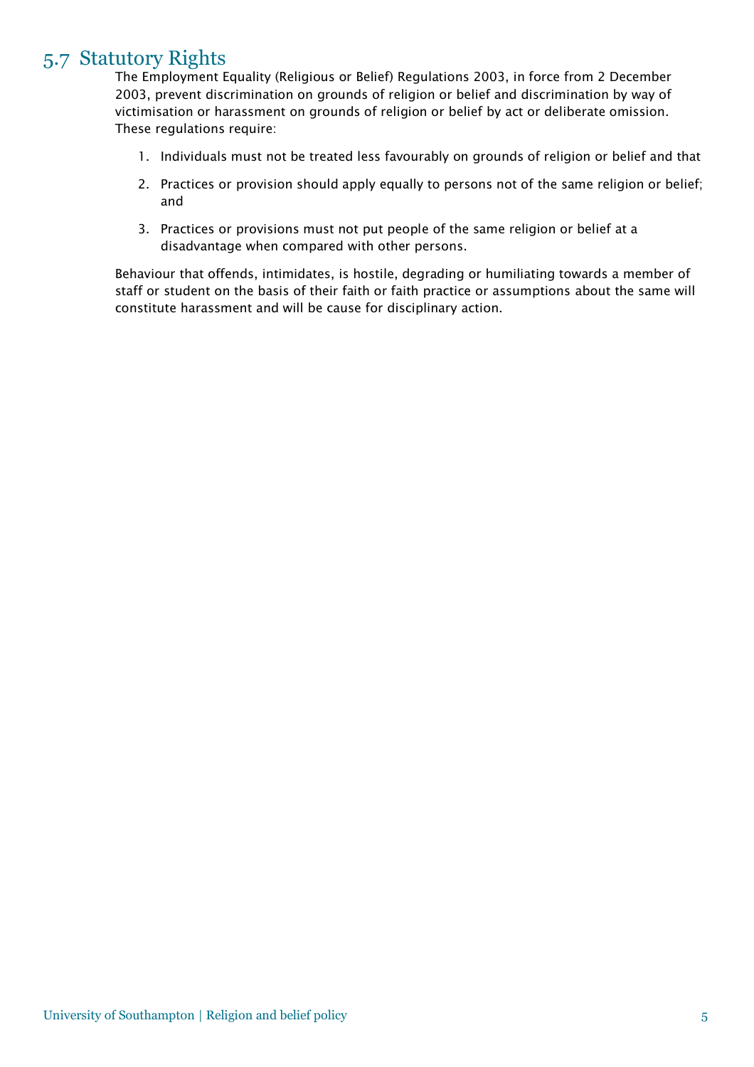## 5.7 Statutory Rights

The Employment Equality (Religious or Belief) Regulations 2003, in force from 2 December 2003, prevent discrimination on grounds of religion or belief and discrimination by way of victimisation or harassment on grounds of religion or belief by act or deliberate omission. These regulations require:

1. Individuals must not be treated less favourably on grounds of religion or belief and that
2. Practices or provision should apply equally to persons not of the same religion or belief; and
3. Practices or provisions must not put people of the same religion or belief at a disadvantage when compared with other persons.

Behaviour that offends, intimidates, is hostile, degrading or humiliating towards a member of staff or student on the basis of their faith or faith practice or assumptions about the same will constitute harassment and will be cause for disciplinary action.